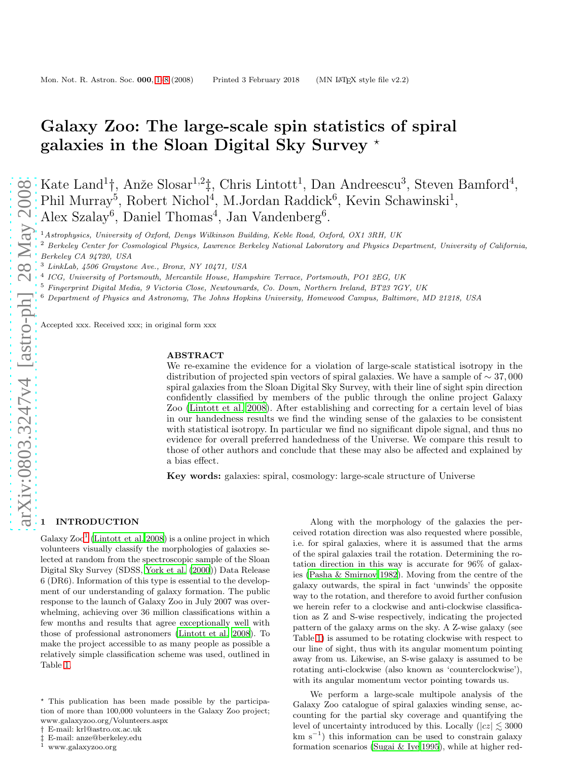# Galaxy Zoo: The large-scale spin statistics of spiral galaxies in the Sloan Digital Sky Survey *

Kate Land[1]†, Anže Slosar[1,2]‡, Chris Lintott[1], Dan Andreescu[3], Steven Bamford[4], Phil Murray[5], Robert Nichol[4], M.Jordan Raddick[6], Kevin Schawinski[1], Alex Szalay[6], Daniel Thomas[4], Jan Vandenberg[6].

[1] *Astrophysics, University of Oxford, Denys Wilkinson Building, Keble Road, Oxford, OX1 3RH, UK*
[2] *Berkeley Center for Cosmological Physics, Lawrence Berkeley National Laboratory and Physics Department, University of California, Berkeley CA 94720, USA*
[3] *LinkLab, 4506 Graystone Ave., Bronx, NY 10471, USA*
[4] *ICG, University of Portsmouth, Mercantile House, Hampshire Terrace, Portsmouth, PO1 2EG, UK*
[5] *Fingerprint Digital Media, 9 Victoria Close, Newtownards, Co. Down, Northern Ireland, BT23 7GY, UK*
[6] *Department of Physics and Astronomy, The Johns Hopkins University, Homewood Campus, Baltimore, MD 21218, USA*

Accepted xxx. Received xxx; in original form xxx

## ABSTRACT

We re-examine the evidence for a violation of large-scale statistical isotropy in the distribution of projected spin vectors of spiral galaxies. We have a sample of $\sim 37,000$ spiral galaxies from the Sloan Digital Sky Survey, with their line of sight spin direction confidently classified by members of the public through the online project Galaxy Zoo (Lintott et al. 2008). After establishing and correcting for a certain level of bias in our handedness results we find the winding sense of the galaxies to be consistent with statistical isotropy. In particular we find no significant dipole signal, and thus no evidence for overall preferred handedness of the Universe. We compare this result to those of other authors and conclude that these may also be affected and explained by a bias effect.

**Key words:** galaxies: spiral, cosmology: large-scale structure of Universe

## 1 INTRODUCTION

Galaxy Zoo[1] (Lintott et al. 2008) is a online project in which volunteers visually classify the morphologies of galaxies selected at random from the spectroscopic sample of the Sloan Digital Sky Survey (SDSS, York et al. (2000)) Data Release 6 (DR6). Information of this type is essential to the development of our understanding of galaxy formation. The public response to the launch of Galaxy Zoo in July 2007 was overwhelming, achieving over 36 million classifications within a few months and results that agree exceptionally well with those of professional astronomers (Lintott et al. 2008). To make the project accessible to as many people as possible a relatively simple classification scheme was used, outlined in Table 1.

Along with the morphology of the galaxies the perceived rotation direction was also requested where possible, i.e. for spiral galaxies, where it is assumed that the arms of the spiral galaxies trail the rotation. Determining the rotation direction in this way is accurate for 96% of galaxies (Pasha & Smirnov 1982). Moving from the centre of the galaxy outwards, the spiral in fact 'unwinds' the opposite way to the rotation, and therefore to avoid further confusion we herein refer to a clockwise and anti-clockwise classification as Z and S-wise respectively, indicating the projected pattern of the galaxy arms on the sky. A Z-wise galaxy (see Table 1) is assumed to be rotating clockwise with respect to our line of sight, thus with its angular momentum pointing away from us. Likewise, an S-wise galaxy is assumed to be rotating anti-clockwise (also known as 'counterclockwise'), with its angular momentum vector pointing towards us.

We perform a large-scale multipole analysis of the Galaxy Zoo catalogue of spiral galaxies winding sense, accounting for the partial sky coverage and quantifying the level of uncertainty introduced by this. Locally ($|cz| \lesssim 3000$ km s$^{-1}$) this information can be used to constrain galaxy formation scenarios (Sugai & Iye 1995), while at higher red-

---

* This publication has been made possible by the participation of more than 100,000 volunteers in the Galaxy Zoo project; www.galaxyzoo.org/Volunteers.aspx
† E-mail: krl@astro.ox.ac.uk
‡ E-mail: anze@berkeley.edu
[1] www.galaxyzoo.org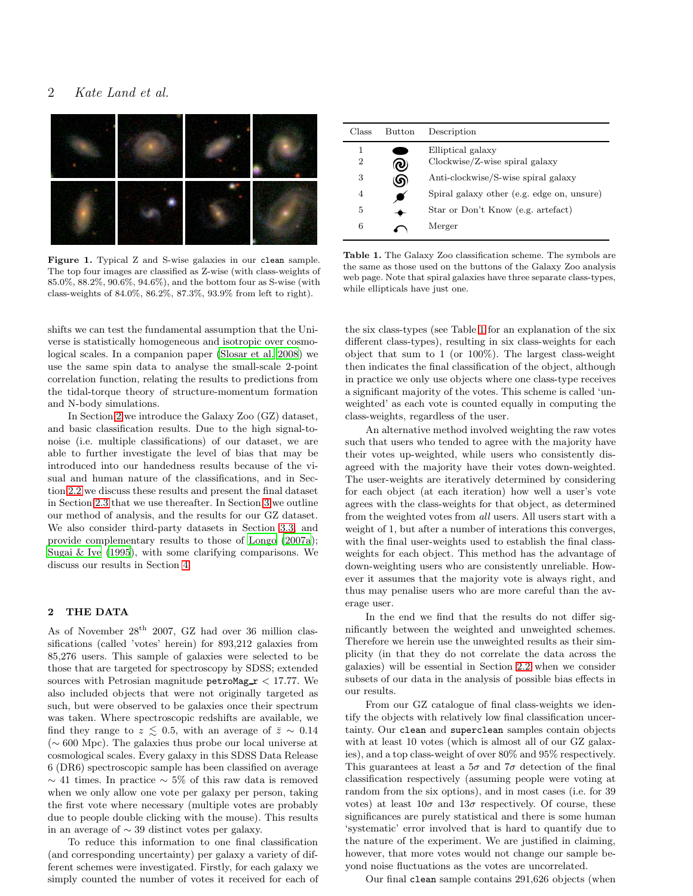Figure 1. Typical Z and S-wise galaxies in our `clean` sample. The top four images are classified as Z-wise (with class-weights of 85.0%, 88.2%, 90.6%, 94.6%), and the bottom four as S-wise (with class-weights of 84.0%, 86.2%, 87.3%, 93.9% from left to right).

| Class | Button | Description |
|---|---|---|
| 1 | | Elliptical galaxy |
| 2 | | Clockwise/Z-wise spiral galaxy |
| 3 | | Anti-clockwise/S-wise spiral galaxy |
| 4 | | Spiral galaxy other (e.g. edge on, unsure) |
| 5 | | Star or Don't Know (e.g. artefact) |
| 6 | | Merger |

**Table 1.** The Galaxy Zoo classification scheme. The symbols are the same as those used on the buttons of the Galaxy Zoo analysis web page. Note that spiral galaxies have three separate class-types, while ellipticals have just one.

shifts we can test the fundamental assumption that the Universe is statistically homogeneous and isotropic over cosmological scales. In a companion paper (Slosar et al. 2008) we use the same spin data to analyse the small-scale 2-point correlation function, relating the results to predictions from the tidal-torque theory of structure-momentum formation and N-body simulations.

In Section 2 we introduce the Galaxy Zoo (GZ) dataset, and basic classification results. Due to the high signal-to-noise (i.e. multiple classifications) of our dataset, we are able to further investigate the level of bias that may be introduced into our handedness results because of the visual and human nature of the classifications, and in Section 2.2 we discuss these results and present the final dataset in Section 2.3 that we use thereafter. In Section 3 we outline our method of analysis, and the results for our GZ dataset. We also consider third-party datasets in Section 3.3, and provide complementary results to those of Longo (2007a); Sugai & Iye (1995), with some clarifying comparisons. We discuss our results in Section 4.

## 2 THE DATA

As of November 28th 2007, GZ had over 36 million classifications (called 'votes' herein) for 893,212 galaxies from 85,276 users. This sample of galaxies were selected to be those that are targeted for spectroscopy by SDSS; extended sources with Petrosian magnitude `petroMag_r` $< 17.77$. We also included objects that were not originally targeted as such, but were observed to be galaxies once their spectrum was taken. Where spectroscopic redshifts are available, we find they range to $z \lesssim 0.5$, with an average of $\bar{z} \sim 0.14$ ($\sim 600$ Mpc). The galaxies thus probe our local universe at cosmological scales. Every galaxy in this SDSS Data Release 6 (DR6) spectroscopic sample has been classified on average $\sim 41$ times. In practice $\sim 5\%$ of this raw data is removed when we only allow one vote per galaxy per person, taking the first vote where necessary (multiple votes are probably due to people double clicking with the mouse). This results in an average of $\sim 39$ distinct votes per galaxy.

To reduce this information to one final classification (and corresponding uncertainty) per galaxy a variety of different schemes were investigated. Firstly, for each galaxy we simply counted the number of votes it received for each of the six class-types (see Table 1 for an explanation of the six different class-types), resulting in six class-weights for each object that sum to 1 (or 100%). The largest class-weight then indicates the final classification of the object, although in practice we only use objects where one class-type receives a significant majority of the votes. This scheme is called 'unweighted' as each vote is counted equally in computing the class-weights, regardless of the user.

An alternative method involved weighting the raw votes such that users who tended to agree with the majority have their votes up-weighted, while users who consistently disagreed with the majority have their votes down-weighted. The user-weights are iteratively determined by considering for each object (at each iteration) how well a user's vote agrees with the class-weights for that object, as determined from the weighted votes from *all* users. All users start with a weight of 1, but after a number of interations this converges, with the final user-weights used to establish the final class-weights for each object. This method has the advantage of down-weighting users who are consistently unreliable. However it assumes that the majority vote is always right, and thus may penalise users who are more careful than the average user.

In the end we find that the results do not differ significantly between the weighted and unweighted schemes. Therefore we herein use the unweighted results as their simplicity (in that they do not correlate the data across the galaxies) will be essential in Section 2.2 when we consider subsets of our data in the analysis of possible bias effects in our results.

From our GZ catalogue of final class-weights we identify the objects with relatively low final classification uncertainty. Our `clean` and `superclean` samples contain objects with at least 10 votes (which is almost all of our GZ galaxies), and a top class-weight of over 80% and 95% respectively. This guarantees at least a $5\sigma$ and $7\sigma$ detection of the final classification respectively (assuming people were voting at random from the six options), and in most cases (i.e. for 39 votes) at least $10\sigma$ and $13\sigma$ respectively. Of course, these significances are purely statistical and there is some human 'systematic' error involved that is hard to quantify due to the nature of the experiment. We are justified in claiming, however, that more votes would not change our sample beyond noise fluctuations as the votes are uncorrelated.

Our final `clean` sample contains 291,626 objects (when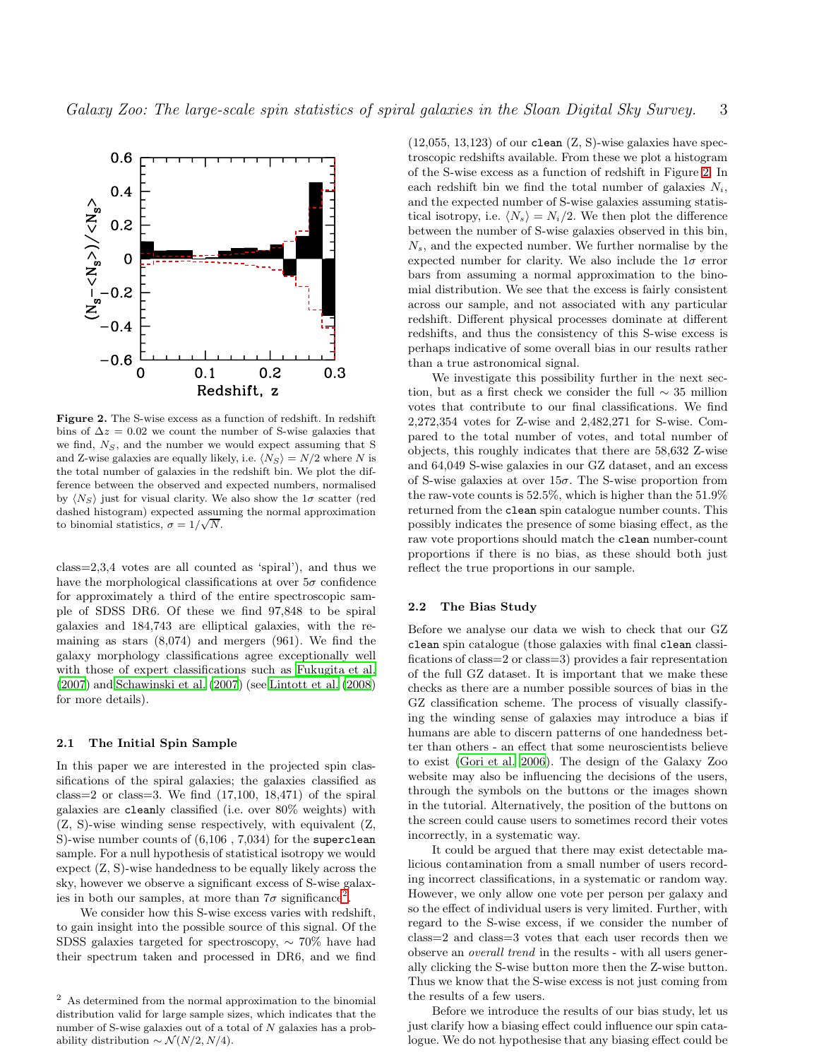Figure 2. The S-wise excess as a function of redshift. In redshift bins of $\Delta z = 0.02$ we count the number of S-wise galaxies that we find, $N_S$, and the number we would expect assuming that S and Z-wise galaxies are equally likely, i.e. $\langle N_S \rangle = N/2$ where $N$ is the total number of galaxies in the redshift bin. We plot the difference between the observed and expected numbers, normalised by $\langle N_S \rangle$ just for visual clarity. We also show the $1\sigma$ scatter (red dashed histogram) expected assuming the normal approximation to binomial statistics, $\sigma = 1/\sqrt{N}$.

class=2,3,4 votes are all counted as 'spiral'), and thus we have the morphological classifications at over $5\sigma$ confidence for approximately a third of the entire spectroscopic sample of SDSS DR6. Of these we find 97,848 to be spiral galaxies and 184,743 are elliptical galaxies, with the remaining as stars (8,074) and mergers (961). We find the galaxy morphology classifications agree exceptionally well with those of expert classifications such as Fukugita et al. (2007) and Schawinski et al. (2007) (see Lintott et al. (2008) for more details).

### 2.1 The Initial Spin Sample

In this paper we are interested in the projected spin classifications of the spiral galaxies; the galaxies classified as class=2 or class=3. We find (17,100, 18,471) of the spiral galaxies are `clean`ly classified (i.e. over 80% weights) with (Z, S)-wise winding sense respectively, with equivalent (Z, S)-wise number counts of (6,106 , 7,034) for the `superclean` sample. For a null hypothesis of statistical isotropy we would expect (Z, S)-wise handedness to be equally likely across the sky, however we observe a significant excess of S-wise galaxies in both our samples, at more than $7\sigma$ significance[2].

We consider how this S-wise excess varies with redshift, to gain insight into the possible source of this signal. Of the SDSS galaxies targeted for spectroscopy, $\sim$ 70% have had their spectrum taken and processed in DR6, and we find (12,055, 13,123) of our `clean` (Z, S)-wise galaxies have spectroscopic redshifts available. From these we plot a histogram of the S-wise excess as a function of redshift in Figure 2. In each redshift bin we find the total number of galaxies $N_i$, and the expected number of S-wise galaxies assuming statistical isotropy, i.e. $\langle N_s \rangle = N_i/2$. We then plot the difference between the number of S-wise galaxies observed in this bin, $N_s$, and the expected number. We further normalise by the expected number for clarity. We also include the $1\sigma$ error bars from assuming a normal approximation to the binomial distribution. We see that the excess is fairly consistent across our sample, and not associated with any particular redshift. Different physical processes dominate at different redshifts, and thus the consistency of this S-wise excess is perhaps indicative of some overall bias in our results rather than a true astronomical signal.

We investigate this possibility further in the next section, but as a first check we consider the full $\sim$ 35 million votes that contribute to our final classifications. We find 2,272,354 votes for Z-wise and 2,482,271 for S-wise. Compared to the total number of votes, and total number of objects, this roughly indicates that there are 58,632 Z-wise and 64,049 S-wise galaxies in our GZ dataset, and an excess of S-wise galaxies at over $15\sigma$. The S-wise proportion from the raw-vote counts is 52.5%, which is higher than the 51.9% returned from the `clean` spin catalogue number counts. This possibly indicates the presence of some biasing effect, as the raw vote proportions should match the `clean` number-count proportions if there is no bias, as these should both just reflect the true proportions in our sample.

### 2.2 The Bias Study

Before we analyse our data we wish to check that our GZ `clean` spin catalogue (those galaxies with final `clean` classifications of class=2 or class=3) provides a fair representation of the full GZ dataset. It is important that we make these checks as there are a number possible sources of bias in the GZ classification scheme. The process of visually classifying the winding sense of galaxies may introduce a bias if humans are able to discern patterns of one handedness better than others - an effect that some neuroscientists believe to exist (Gori et al. 2006). The design of the Galaxy Zoo website may also be influencing the decisions of the users, through the symbols on the buttons or the images shown in the tutorial. Alternatively, the position of the buttons on the screen could cause users to sometimes record their votes incorrectly, in a systematic way.

It could be argued that there may exist detectable malicious contamination from a small number of users recording incorrect classifications, in a systematic or random way. However, we only allow one vote per person per galaxy and so the effect of individual users is very limited. Further, with regard to the S-wise excess, if we consider the number of class=2 and class=3 votes that each user records then we observe an *overall trend* in the results - with all users generally clicking the S-wise button more then the Z-wise button. Thus we know that the S-wise excess is not just coming from the results of a few users.

Before we introduce the results of our bias study, let us just clarify how a biasing effect could influence our spin catalogue. We do not hypothesise that any biasing effect could be

[2] As determined from the normal approximation to the binomial distribution valid for large sample sizes, which indicates that the number of S-wise galaxies out of a total of $N$ galaxies has a probability distribution $\sim \mathcal{N}(N/2, N/4)$.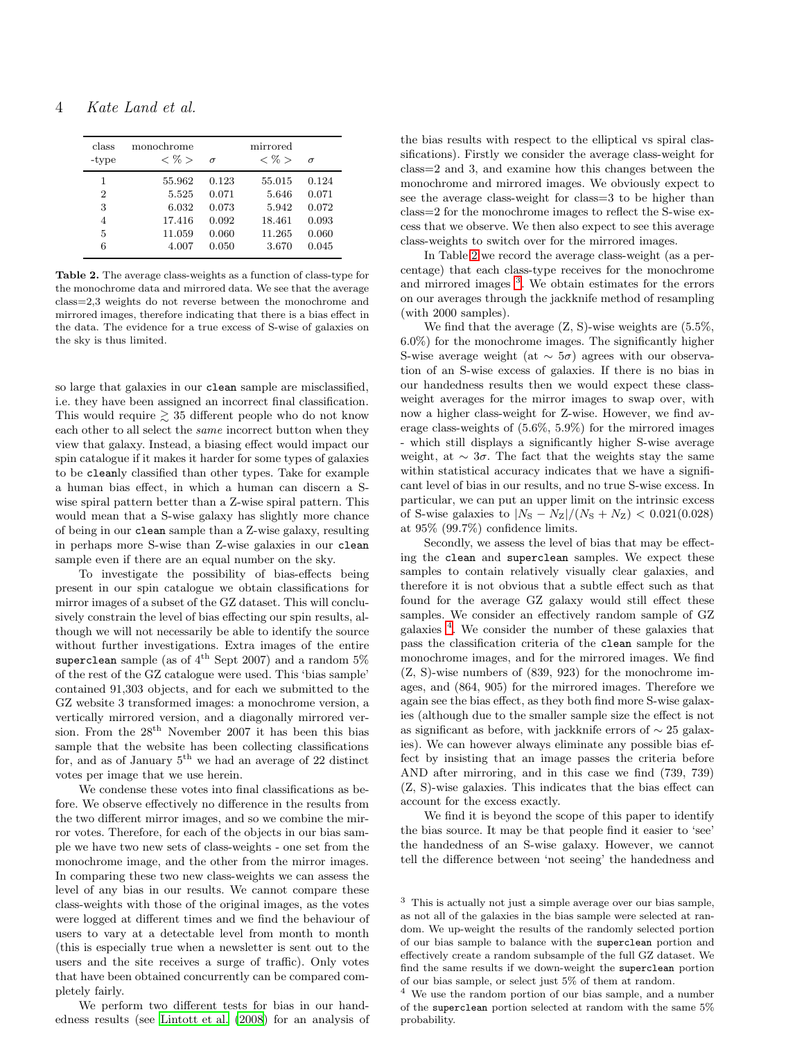| class -type | monochrome $<\%>$ | $\sigma$ | mirrored $<\%>$ | $\sigma$ |
|---|---|---|---|---|
| 1 | 55.962 | 0.123 | 55.015 | 0.124 |
| 2 | 5.525 | 0.071 | 5.646 | 0.071 |
| 3 | 6.032 | 0.073 | 5.942 | 0.072 |
| 4 | 17.416 | 0.092 | 18.461 | 0.093 |
| 5 | 11.059 | 0.060 | 11.265 | 0.060 |
| 6 | 4.007 | 0.050 | 3.670 | 0.045 |

**Table 2.** The average class-weights as a function of class-type for the monochrome data and mirrored data. We see that the average class=2,3 weights do not reverse between the monochrome and mirrored images, therefore indicating that there is a bias effect in the data. The evidence for a true excess of S-wise of galaxies on the sky is thus limited.

so large that galaxies in our `clean` sample are misclassified, i.e. they have been assigned an incorrect final classification. This would require $\gtrsim 35$ different people who do not know each other to all select the *same* incorrect button when they view that galaxy. Instead, a biasing effect would impact our spin catalogue if it makes it harder for some types of galaxies to be `clean`ly classified than other types. Take for example a human bias effect, in which a human can discern a S-wise spiral pattern better than a Z-wise spiral pattern. This would mean that a S-wise galaxy has slightly more chance of being in our `clean` sample than a Z-wise galaxy, resulting in perhaps more S-wise than Z-wise galaxies in our `clean` sample even if there are an equal number on the sky.

To investigate the possibility of bias-effects being present in our spin catalogue we obtain classifications for mirror images of a subset of the GZ dataset. This will conclusively constrain the level of bias effecting our spin results, although we will not necessarily be able to identify the source without further investigations. Extra images of the entire `superclean` sample (as of 4th Sept 2007) and a random 5% of the rest of the GZ catalogue were used. This 'bias sample' contained 91,303 objects, and for each we submitted to the GZ website 3 transformed images: a monochrome version, a vertically mirrored version, and a diagonally mirrored version. From the 28th November 2007 it has been this bias sample that the website has been collecting classifications for, and as of January 5th we had an average of 22 distinct votes per image that we use herein.

We condense these votes into final classifications as before. We observe effectively no difference in the results from the two different mirror images, and so we combine the mirror votes. Therefore, for each of the objects in our bias sample we have two new sets of class-weights - one set from the monochrome image, and the other from the mirror images. In comparing these two new class-weights we can assess the level of any bias in our results. We cannot compare these class-weights with those of the original images, as the votes were logged at different times and we find the behaviour of users to vary at a detectable level from month to month (this is especially true when a newsletter is sent out to the users and the site receives a surge of traffic). Only votes that have been obtained concurrently can be compared completely fairly.

We perform two different tests for bias in our handedness results (see Lintott et al. (2008) for an analysis of the bias results with respect to the elliptical vs spiral classifications). Firstly we consider the average class-weight for class=2 and 3, and examine how this changes between the monochrome and mirrored images. We obviously expect to see the average class-weight for class=3 to be higher than class=2 for the monochrome images to reflect the S-wise excess that we observe. We then also expect to see this average class-weights to switch over for the mirrored images.

In Table 2 we record the average class-weight (as a percentage) that each class-type receives for the monochrome and mirrored images [3]. We obtain estimates for the errors on our averages through the jackknife method of resampling (with 2000 samples).

We find that the average (Z, S)-wise weights are (5.5%, 6.0%) for the monochrome images. The significantly higher S-wise average weight (at $\sim 5\sigma$) agrees with our observation of an S-wise excess of galaxies. If there is no bias in our handedness results then we would expect these class-weight averages for the mirror images to swap over, with now a higher class-weight for Z-wise. However, we find average class-weights of (5.6%, 5.9%) for the mirrored images - which still displays a significantly higher S-wise average weight, at $\sim 3\sigma$. The fact that the weights stay the same within statistical accuracy indicates that we have a significant level of bias in our results, and no true S-wise excess. In particular, we can put an upper limit on the intrinsic excess of S-wise galaxies to $|N_{\rm S} - N_{\rm Z}|/(N_{\rm S} + N_{\rm Z}) < 0.021(0.028)$ at 95% (99.7%) confidence limits.

Secondly, we assess the level of bias that may be effecting the `clean` and `superclean` samples. We expect these samples to contain relatively visually clear galaxies, and therefore it is not obvious that a subtle effect such as that found for the average GZ galaxy would still effect these samples. We consider an effectively random sample of GZ galaxies [4]. We consider the number of these galaxies that pass the classification criteria of the `clean` sample for the monochrome images, and for the mirrored images. We find (Z, S)-wise numbers of (839, 923) for the monochrome images, and (864, 905) for the mirrored images. Therefore we again see the bias effect, as they both find more S-wise galaxies (although due to the smaller sample size the effect is not as significant as before, with jackknife errors of $\sim 25$ galaxies). We can however always eliminate any possible bias effect by insisting that an image passes the criteria before AND after mirroring, and in this case we find (739, 739) (Z, S)-wise galaxies. This indicates that the bias effect can account for the excess exactly.

We find it is beyond the scope of this paper to identify the bias source. It may be that people find it easier to 'see' the handedness of an S-wise galaxy. However, we cannot tell the difference between 'not seeing' the handedness and

[3] This is actually not just a simple average over our bias sample, as not all of the galaxies in the bias sample were selected at random. We up-weight the results of the randomly selected portion of our bias sample to balance with the `superclean` portion and effectively create a random subsample of the full GZ dataset. We find the same results if we down-weight the `superclean` portion of our bias sample, or select just 5% of them at random.

[4] We use the random portion of our bias sample, and a number of the `superclean` portion selected at random with the same 5% probability.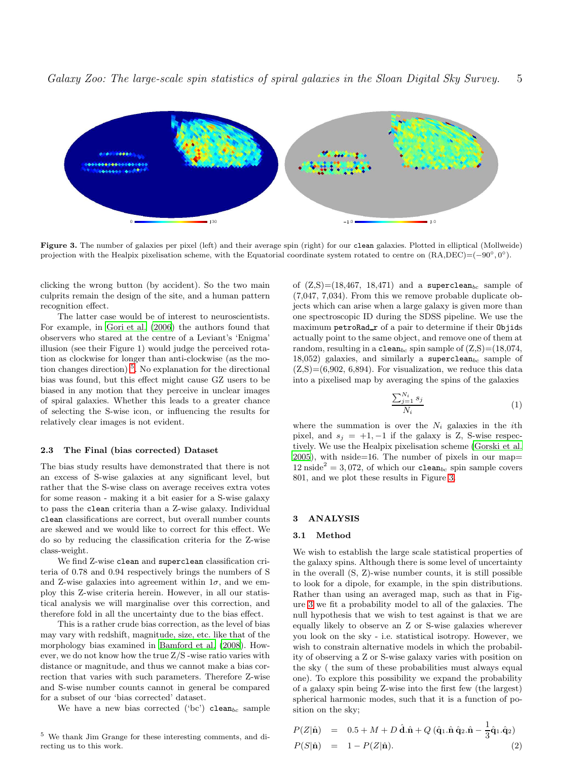Figure 3. The number of galaxies per pixel (left) and their average spin (right) for our `clean` galaxies. Plotted in elliptical (Mollweide) projection with the Healpix pixelisation scheme, with the Equatorial coordinate system rotated to centre on (RA,DEC)=$(-90^\circ, 0^\circ)$.

clicking the wrong button (by accident). So the two main culprits remain the design of the site, and a human pattern recognition effect.

The latter case would be of interest to neuroscientists. For example, in Gori et al. (2006) the authors found that observers who stared at the centre of a Leviant's 'Enigma' illusion (see their Figure 1) would judge the perceived rotation as clockwise for longer than anti-clockwise (as the motion changes direction)[5]. No explanation for the directional bias was found, but this effect might cause GZ users to be biased in any motion that they perceive in unclear images of spiral galaxies. Whether this leads to a greater chance of selecting the S-wise icon, or influencing the results for relatively clear images is not evident.

### 2.3 The Final (bias corrected) Dataset

The bias study results have demonstrated that there is not an excess of S-wise galaxies at any significant level, but rather that the S-wise class on average receives extra votes for some reason - making it a bit easier for a S-wise galaxy to pass the `clean` criteria than a Z-wise galaxy. Individual `clean` classifications are correct, but overall number counts are skewed and we would like to correct for this effect. We do so by reducing the classification criteria for the Z-wise class-weight.

We find Z-wise `clean` and `superclean` classification criteria of 0.78 and 0.94 respectively brings the numbers of S and Z-wise galaxies into agreement within $1\sigma$, and we employ this Z-wise criteria herein. However, in all our statistical analysis we will marginalise over this correction, and therefore fold in all the uncertainty due to the bias effect.

This is a rather crude bias correction, as the level of bias may vary with redshift, magnitude, size, etc. like that of the morphology bias examined in Bamford et al. (2008). However, we do not know how the true Z/S -wise ratio varies with distance or magnitude, and thus we cannot make a bias correction that varies with such parameters. Therefore Z-wise and S-wise number counts cannot in general be compared for a subset of our 'bias corrected' dataset.

We have a new bias corrected ('bc') $\texttt{clean}_{bc}$ sample of (Z,S)=(18,467, 18,471) and a $\texttt{superclean}_{bc}$ sample of (7,047, 7,034). From this we remove probable duplicate objects which can arise when a large galaxy is given more than one spectroscopic ID during the SDSS pipeline. We use the maximum `petroRad_r` of a pair to determine if their `Objids` actually point to the same object, and remove one of them at random, resulting in a $\texttt{clean}_{bc}$ spin sample of (Z,S)=(18,074, 18,052) galaxies, and similarly a $\texttt{superclean}_{bc}$ sample of (Z,S)=(6,902, 6,894). For visualization, we reduce this data into a pixelised map by averaging the spins of the galaxies

$$\frac{\sum_{j=1}^{N_i} s_j}{N_i} \tag{1}$$

where the summation is over the $N_i$ galaxies in the $i$th pixel, and $s_j = +1, -1$ if the galaxy is Z, S-wise respectively. We use the Healpix pixelisation scheme (Gorski et al. 2005), with nside=16. The number of pixels in our map= $12\,\mathrm{nside}^2 = 3,072$, of which our $\texttt{clean}_{bc}$ spin sample covers 801, and we plot these results in Figure 3.

## 3 ANALYSIS

### 3.1 Method

We wish to establish the large scale statistical properties of the galaxy spins. Although there is some level of uncertainty in the overall (S, Z)-wise number counts, it is still possible to look for a dipole, for example, in the spin distributions. Rather than using an averaged map, such as that in Figure 3 we fit a probability model to all of the galaxies. The null hypothesis that we wish to test against is that we are equally likely to observe an Z or S-wise galaxies wherever you look on the sky - i.e. statistical isotropy. However, we wish to constrain alternative models in which the probability of observing a Z or S-wise galaxy varies with position on the sky ( the sum of these probabilities must always equal one). To explore this possibility we expand the probability of a galaxy spin being Z-wise into the first few (the largest) spherical harmonic modes, such that it is a function of position on the sky;

$$\begin{aligned} P(Z|\hat{\mathbf{n}}) &= 0.5 + M + D\,\hat{\mathbf{d}}.\hat{\mathbf{n}} + Q\,(\hat{\mathbf{q}}_1.\hat{\mathbf{n}}\,\hat{\mathbf{q}}_2.\hat{\mathbf{n}} - \frac{1}{3}\hat{\mathbf{q}}_1.\hat{\mathbf{q}}_2) \\ P(S|\hat{\mathbf{n}}) &= 1 - P(Z|\hat{\mathbf{n}}). \end{aligned} \tag{2}$$

[5] We thank Jim Grange for these interesting comments, and directing us to this work.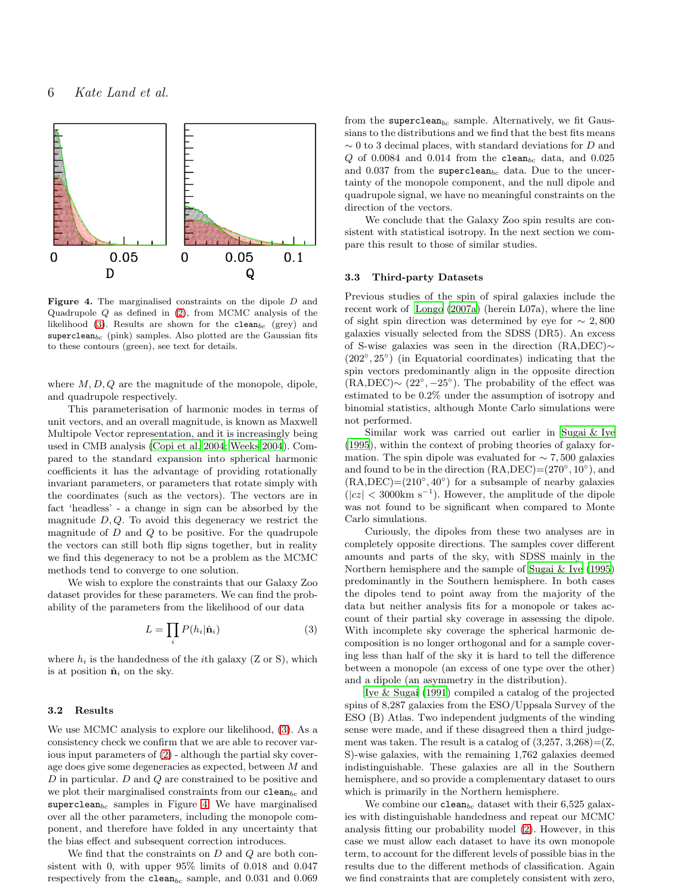**Figure 4.** The marginalised constraints on the dipole $D$ and Quadrupole $Q$ as defined in (2), from MCMC analysis of the likelihood (3). Results are shown for the $\texttt{clean}_{bc}$ (grey) and $\texttt{superclean}_{bc}$ (pink) samples. Also plotted are the Gaussian fits to these contours (green), see text for details.

where $M, D, Q$ are the magnitude of the monopole, dipole, and quadrupole respectively.

This parameterisation of harmonic modes in terms of unit vectors, and an overall magnitude, is known as Maxwell Multipole Vector representation, and it is increasingly being used in CMB analysis (Copi et al. 2004; Weeks 2004). Compared to the standard expansion into spherical harmonic coefficients it has the advantage of providing rotationally invariant parameters, or parameters that rotate simply with the coordinates (such as the vectors). The vectors are in fact 'headless' - a change in sign can be absorbed by the magnitude $D, Q$. To avoid this degeneracy we restrict the magnitude of $D$ and $Q$ to be positive. For the quadrupole the vectors can still both flip signs together, but in reality we find this degeneracy to not be a problem as the MCMC methods tend to converge to one solution.

We wish to explore the constraints that our Galaxy Zoo dataset provides for these parameters. We can find the probability of the parameters from the likelihood of our data

$$L = \prod_i P(h_i|\hat{\mathbf{n}}_i) \tag{3}$$

where $h_i$ is the handedness of the $i$th galaxy (Z or S), which is at position $\hat{\mathbf{n}}_i$ on the sky.

### 3.2 Results

We use MCMC analysis to explore our likelihood, (3). As a consistency check we confirm that we are able to recover various input parameters of (2) - although the partial sky coverage does give some degeneracies as expected, between $M$ and $D$ in particular. $D$ and $Q$ are constrained to be positive and we plot their marginalised constraints from our $\texttt{clean}_{bc}$ and $\texttt{superclean}_{bc}$ samples in Figure 4. We have marginalised over all the other parameters, including the monopole component, and therefore have folded in any uncertainty that the bias effect and subsequent correction introduces.

We find that the constraints on $D$ and $Q$ are both consistent with 0, with upper 95% limits of 0.018 and 0.047 respectively from the $\texttt{clean}_{bc}$ sample, and 0.031 and 0.069 from the $\texttt{superclean}_{bc}$ sample. Alternatively, we fit Gaussians to the distributions and we find that the best fits means $\sim 0$ to 3 decimal places, with standard deviations for $D$ and $Q$ of 0.0084 and 0.014 from the $\texttt{clean}_{bc}$ data, and 0.025 and 0.037 from the $\texttt{superclean}_{bc}$ data. Due to the uncertainty of the monopole component, and the null dipole and quadrupole signal, we have no meaningful constraints on the direction of the vectors.

We conclude that the Galaxy Zoo spin results are consistent with statistical isotropy. In the next section we compare this result to those of similar studies.

### 3.3 Third-party Datasets

Previous studies of the spin of spiral galaxies include the recent work of Longo (2007a) (herein L07a), where the line of sight spin direction was determined by eye for $\sim 2,800$ galaxies visually selected from the SDSS (DR5). An excess of S-wise galaxies was seen in the direction (RA,DEC)$\sim (202^\circ, 25^\circ)$ (in Equatorial coordinates) indicating that the spin vectors predominantly align in the opposite direction (RA,DEC)$\sim (22^\circ, -25^\circ)$. The probability of the effect was estimated to be 0.2% under the assumption of isotropy and binomial statistics, although Monte Carlo simulations were not performed.

Similar work was carried out earlier in Sugai & Iye (1995), within the context of probing theories of galaxy formation. The spin dipole was evaluated for $\sim 7,500$ galaxies and found to be in the direction (RA,DEC)=$(270^\circ, 10^\circ)$, and (RA,DEC)=$(210^\circ, 40^\circ)$ for a subsample of nearby galaxies ($|cz| < 3000\text{km s}^{-1}$). However, the amplitude of the dipole was not found to be significant when compared to Monte Carlo simulations.

Curiously, the dipoles from these two analyses are in completely opposite directions. The samples cover different amounts and parts of the sky, with SDSS mainly in the Northern hemisphere and the sample of Sugai & Iye (1995) predominantly in the Southern hemisphere. In both cases the dipoles tend to point away from the majority of the data but neither analysis fits for a monopole or takes account of their partial sky coverage in assessing the dipole. With incomplete sky coverage the spherical harmonic decomposition is no longer orthogonal and for a sample covering less than half of the sky it is hard to tell the difference between a monopole (an excess of one type over the other) and a dipole (an asymmetry in the distribution).

Iye & Sugai (1991) compiled a catalog of the projected spins of 8,287 galaxies from the ESO/Uppsala Survey of the ESO (B) Atlas. Two independent judgments of the winding sense were made, and if these disagreed then a third judgement was taken. The result is a catalog of (3,257, 3,268)=(Z, S)-wise galaxies, with the remaining 1,762 galaxies deemed indistinguishable. These galaxies are all in the Southern hemisphere, and so provide a complementary dataset to ours which is primarily in the Northern hemisphere.

We combine our $\texttt{clean}_{bc}$ dataset with their 6,525 galaxies with distinguishable handedness and repeat our MCMC analysis fitting our probability model (2). However, in this case we must allow each dataset to have its own monopole term, to account for the different levels of possible bias in the results due to the different methods of classification. Again we find constraints that are completely consistent with zero,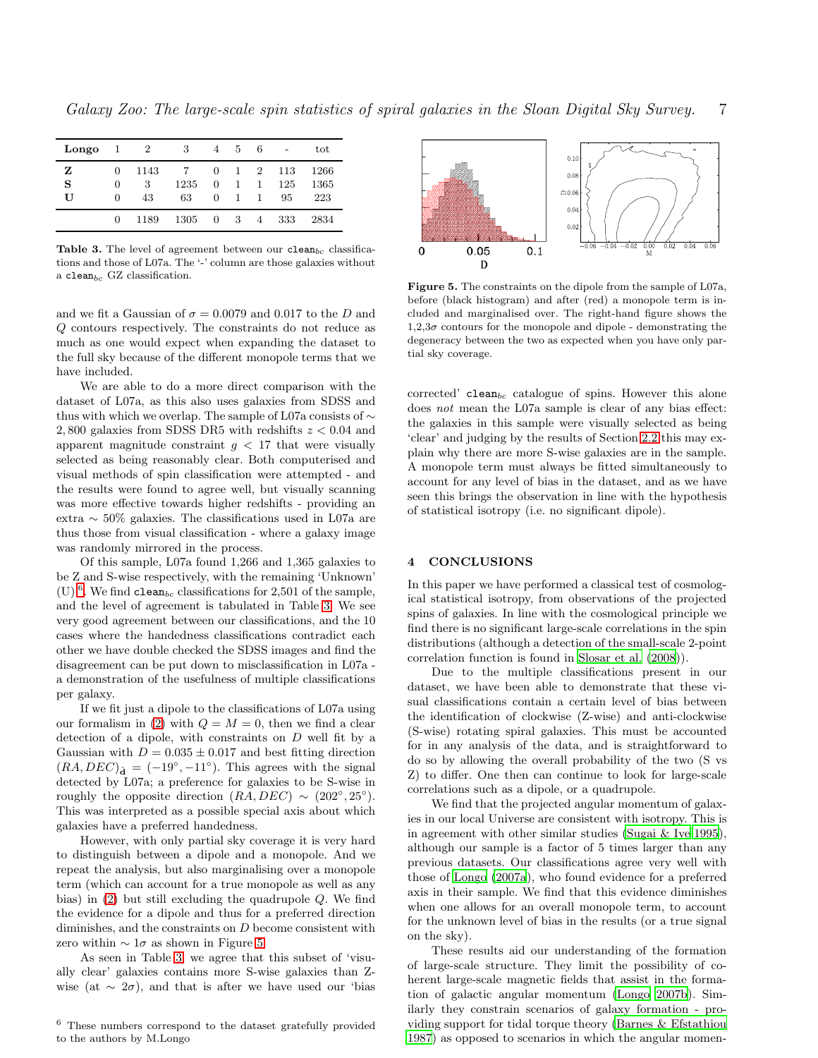| Longo | 1 | 2 | 3 | 4 | 5 | 6 | - | tot |
|---|---|---|---|---|---|---|---|---|
| **Z** | 0 | 1143 | 7 | 0 | 1 | 2 | 113 | 1266 |
| **S** | 0 | 3 | 1235 | 0 | 1 | 1 | 125 | 1365 |
| **U** | 0 | 43 | 63 | 0 | 1 | 1 | 95 | 223 |
| | 0 | 1189 | 1305 | 0 | 3 | 4 | 333 | 2834 |

**Table 3.** The level of agreement between our $\texttt{clean}_{bc}$ classifications and those of L07a. The '-' column are those galaxies without a $\texttt{clean}_{bc}$ GZ classification.

and we fit a Gaussian of $\sigma = 0.0079$ and $0.017$ to the $D$ and $Q$ contours respectively. The constraints do not reduce as much as one would expect when expanding the dataset to the full sky because of the different monopole terms that we have included.

We are able to do a more direct comparison with the dataset of L07a, as this also uses galaxies from SDSS and thus with which we overlap. The sample of L07a consists of $\sim 2,800$ galaxies from SDSS DR5 with redshifts $z < 0.04$ and apparent magnitude constraint $g < 17$ that were visually selected as being reasonably clear. Both computerised and visual methods of spin classification were attempted - and the results were found to agree well, but visually scanning was more effective towards higher redshifts - providing an extra $\sim 50\%$ galaxies. The classifications used in L07a are thus those from visual classification - where a galaxy image was randomly mirrored in the process.

Of this sample, L07a found 1,266 and 1,365 galaxies to be Z and S-wise respectively, with the remaining 'Unknown' (U).[6]. We find $\texttt{clean}_{bc}$ classifications for 2,501 of the sample, and the level of agreement is tabulated in Table 3. We see very good agreement between our classifications, and the 10 cases where the handedness classifications contradict each other we have double checked the SDSS images and find the disagreement can be put down to misclassification in L07a - a demonstration of the usefulness of multiple classifications per galaxy.

If we fit just a dipole to the classifications of L07a using our formalism in (2) with $Q = M = 0$, then we find a clear detection of a dipole, with constraints on $D$ well fit by a Gaussian with $D = 0.035 \pm 0.017$ and best fitting direction $(RA, DEC)_{\hat{\mathbf{d}}} = (-19^\circ, -11^\circ)$. This agrees with the signal detected by L07a; a preference for galaxies to be S-wise in roughly the opposite direction $(RA, DEC) \sim (202^\circ, 25^\circ)$. This was interpreted as a possible special axis about which galaxies have a preferred handedness.

However, with only partial sky coverage it is very hard to distinguish between a dipole and a monopole. And we repeat the analysis, but also marginalising over a monopole term (which can account for a true monopole as well as any bias) in (2) but still excluding the quadrupole $Q$. We find the evidence for a dipole and thus for a preferred direction diminishes, and the constraints on $D$ become consistent with zero within $\sim 1\sigma$ as shown in Figure 5.

As seen in Table 3, we agree that this subset of 'visually clear' galaxies contains more S-wise galaxies than Z-wise (at $\sim 2\sigma$), and that is after we have used our 'bias corrected' $\texttt{clean}_{bc}$ catalogue of spins. However this alone does *not* mean the L07a sample is clear of any bias effect: the galaxies in this sample were visually selected as being 'clear' and judging by the results of Section 2.2 this may explain why there are more S-wise galaxies are in the sample. A monopole term must always be fitted simultaneously to account for any level of bias in the dataset, and as we have seen this brings the observation in line with the hypothesis of statistical isotropy (i.e. no significant dipole).

[6] These numbers correspond to the dataset gratefully provided to the authors by M.Longo

**Figure 5.** The constraints on the dipole from the sample of L07a, before (black histogram) and after (red) a monopole term is included and marginalised over. The right-hand figure shows the 1,2,3$\sigma$ contours for the monopole and dipole - demonstrating the degeneracy between the two as expected when you have only partial sky coverage.

## 4 CONCLUSIONS

In this paper we have performed a classical test of cosmological statistical isotropy, from observations of the projected spins of galaxies. In line with the cosmological principle we find there is no significant large-scale correlations in the spin distributions (although a detection of the small-scale 2-point correlation function is found in Slosar et al. (2008)).

Due to the multiple classifications present in our dataset, we have been able to demonstrate that these visual classifications contain a certain level of bias between the identification of clockwise (Z-wise) and anti-clockwise (S-wise) rotating spiral galaxies. This must be accounted for in any analysis of the data, and is straightforward to do so by allowing the overall probability of the two (S vs Z) to differ. One then can continue to look for large-scale correlations such as a dipole, or a quadrupole.

We find that the projected angular momentum of galaxies in our local Universe are consistent with isotropy. This is in agreement with other similar studies (Sugai & Iye 1995), although our sample is a factor of 5 times larger than any previous datasets. Our classifications agree very well with those of Longo (2007a), who found evidence for a preferred axis in their sample. We find that this evidence diminishes when one allows for an overall monopole term, to account for the unknown level of bias in the results (or a true signal on the sky).

These results aid our understanding of the formation of large-scale structure. They limit the possibility of coherent large-scale magnetic fields that assist in the formation of galactic angular momentum (Longo 2007b). Similarly they constrain scenarios of galaxy formation - providing support for tidal torque theory (Barnes & Efstathiou 1987) as opposed to scenarios in which the angular momen-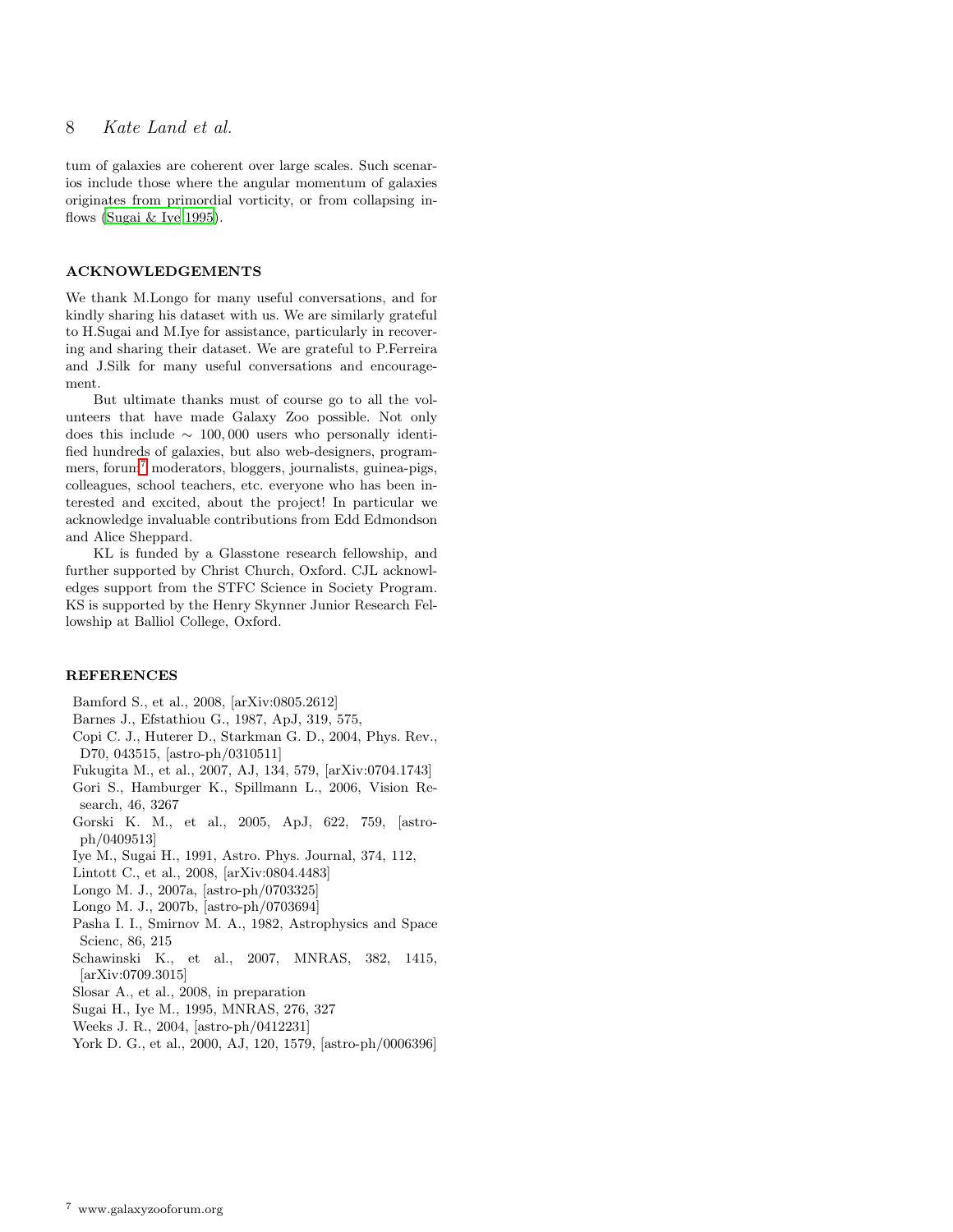tum of galaxies are coherent over large scales. Such scenarios include those where the angular momentum of galaxies originates from primordial vorticity, or from collapsing inflows (Sugai & Iye 1995).

## ACKNOWLEDGEMENTS

We thank M.Longo for many useful conversations, and for kindly sharing his dataset with us. We are similarly grateful to H.Sugai and M.Iye for assistance, particularly in recovering and sharing their dataset. We are grateful to P.Ferreira and J.Silk for many useful conversations and encouragement.

But ultimate thanks must of course go to all the volunteers that have made Galaxy Zoo possible. Not only does this include $\sim 100,000$ users who personally identified hundreds of galaxies, but also web-designers, programmers, forum[7] moderators, bloggers, journalists, guinea-pigs, colleagues, school teachers, etc. everyone who has been interested and excited, about the project! In particular we acknowledge invaluable contributions from Edd Edmondson and Alice Sheppard.

KL is funded by a Glasstone research fellowship, and further supported by Christ Church, Oxford. CJL acknowledges support from the STFC Science in Society Program. KS is supported by the Henry Skynner Junior Research Fellowship at Balliol College, Oxford.

## REFERENCES

Bamford S., et al., 2008, [arXiv:0805.2612]
Barnes J., Efstathiou G., 1987, ApJ, 319, 575,
Copi C. J., Huterer D., Starkman G. D., 2004, Phys. Rev., D70, 043515, [astro-ph/0310511]
Fukugita M., et al., 2007, AJ, 134, 579, [arXiv:0704.1743]
Gori S., Hamburger K., Spillmann L., 2006, Vision Research, 46, 3267
Gorski K. M., et al., 2005, ApJ, 622, 759, [astro-ph/0409513]
Iye M., Sugai H., 1991, Astro. Phys. Journal, 374, 112,
Lintott C., et al., 2008, [arXiv:0804.4483]
Longo M. J., 2007a, [astro-ph/0703325]
Longo M. J., 2007b, [astro-ph/0703694]
Pasha I. I., Smirnov M. A., 1982, Astrophysics and Space Scienc, 86, 215
Schawinski K., et al., 2007, MNRAS, 382, 1415, [arXiv:0709.3015]
Slosar A., et al., 2008, in preparation
Sugai H., Iye M., 1995, MNRAS, 276, 327
Weeks J. R., 2004, [astro-ph/0412231]
York D. G., et al., 2000, AJ, 120, 1579, [astro-ph/0006396]

[7] www.galaxyzooforum.org